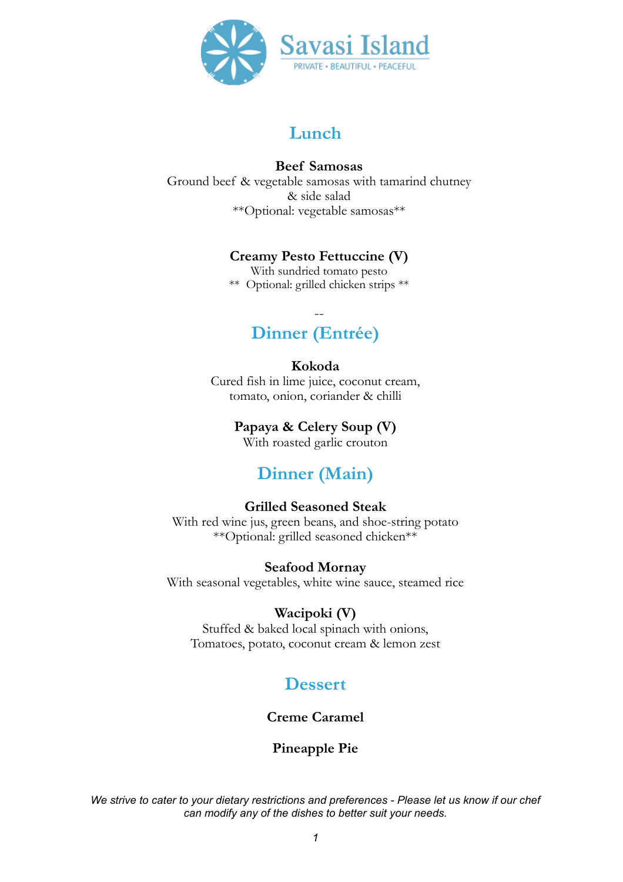# Savasi Island

PRIVATE • BEAUTIFUL • PEACEFUL

## Lunch

**Beef Samosas**
Ground beef & vegetable samosas with tamarind chutney & side salad
**Optional: vegetable samosas**

**Creamy Pesto Fettuccine (V)**
With sundried tomato pesto
** Optional: grilled chicken strips **

--

## Dinner (Entrée)

**Kokoda**
Cured fish in lime juice, coconut cream, tomato, onion, coriander & chilli

**Papaya & Celery Soup (V)**
With roasted garlic crouton

## Dinner (Main)

**Grilled Seasoned Steak**
With red wine jus, green beans, and shoe-string potato
**Optional: grilled seasoned chicken**

**Seafood Mornay**
With seasonal vegetables, white wine sauce, steamed rice

**Wacipoki (V)**
Stuffed & baked local spinach with onions, Tomatoes, potato, coconut cream & lemon zest

## Dessert

**Creme Caramel**

**Pineapple Pie**

*We strive to cater to your dietary restrictions and preferences - Please let us know if our chef can modify any of the dishes to better suit your needs.*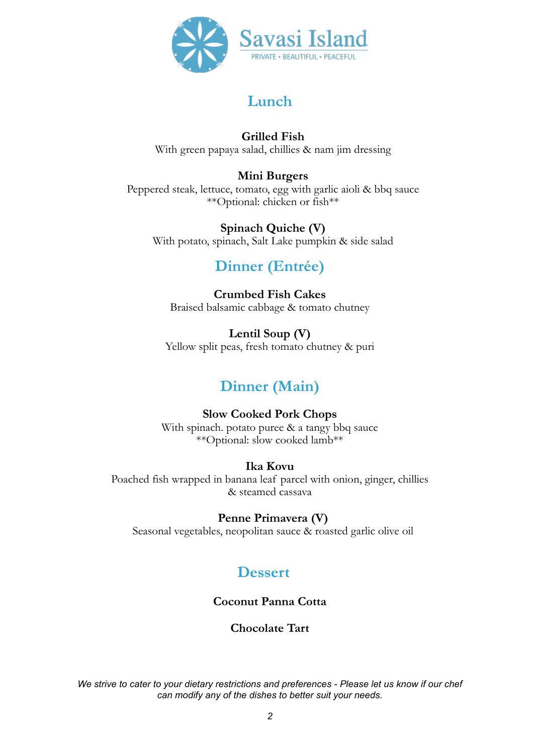Savasi Island

PRIVATE • BEAUTIFUL • PEACEFUL

## Lunch

**Grilled Fish**
With green papaya salad, chillies & nam jim dressing

**Mini Burgers**
Peppered steak, lettuce, tomato, egg with garlic aioli & bbq sauce
**Optional: chicken or fish**

**Spinach Quiche (V)**
With potato, spinach, Salt Lake pumpkin & side salad

## Dinner (Entrée)

**Crumbed Fish Cakes**
Braised balsamic cabbage & tomato chutney

**Lentil Soup (V)**
Yellow split peas, fresh tomato chutney & puri

## Dinner (Main)

**Slow Cooked Pork Chops**
With spinach. potato puree & a tangy bbq sauce
**Optional: slow cooked lamb**

**Ika Kovu**
Poached fish wrapped in banana leaf parcel with onion, ginger, chillies & steamed cassava

**Penne Primavera (V)**
Seasonal vegetables, neopolitan sauce & roasted garlic olive oil

## Dessert

**Coconut Panna Cotta**

**Chocolate Tart**

*We strive to cater to your dietary restrictions and preferences - Please let us know if our chef can modify any of the dishes to better suit your needs.*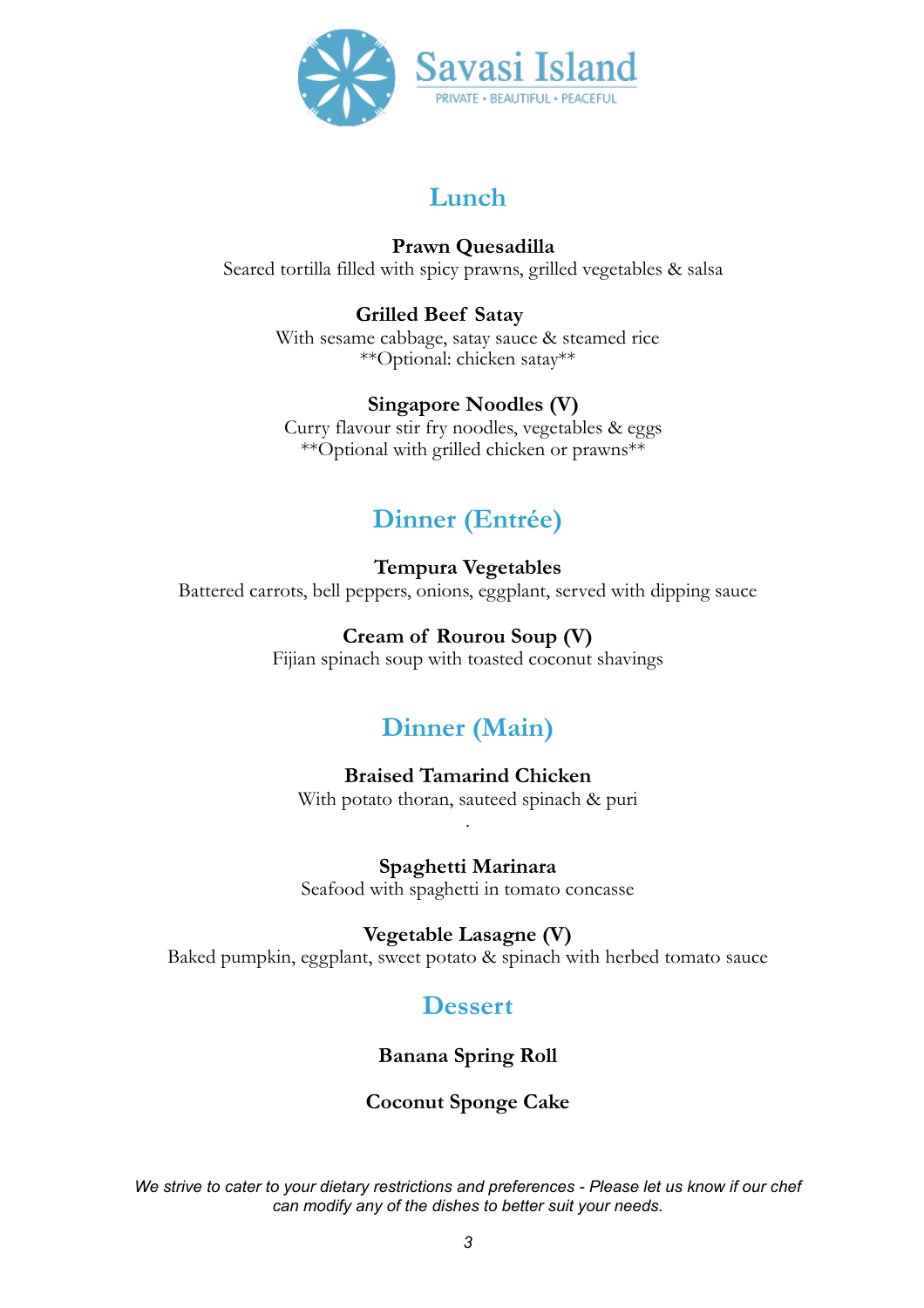# Savasi Island

PRIVATE • BEAUTIFUL • PEACEFUL

## Lunch

**Prawn Quesadilla**
Seared tortilla filled with spicy prawns, grilled vegetables & salsa

**Grilled Beef Satay**
With sesame cabbage, satay sauce & steamed rice
**Optional: chicken satay**

**Singapore Noodles (V)**
Curry flavour stir fry noodles, vegetables & eggs
**Optional with grilled chicken or prawns**

## Dinner (Entrée)

**Tempura Vegetables**
Battered carrots, bell peppers, onions, eggplant, served with dipping sauce

**Cream of Rourou Soup (V)**
Fijian spinach soup with toasted coconut shavings

## Dinner (Main)

**Braised Tamarind Chicken**
With potato thoran, sauteed spinach & puri

**Spaghetti Marinara**
Seafood with spaghetti in tomato concasse

**Vegetable Lasagne (V)**
Baked pumpkin, eggplant, sweet potato & spinach with herbed tomato sauce

## Dessert

**Banana Spring Roll**

**Coconut Sponge Cake**

*We strive to cater to your dietary restrictions and preferences - Please let us know if our chef can modify any of the dishes to better suit your needs.*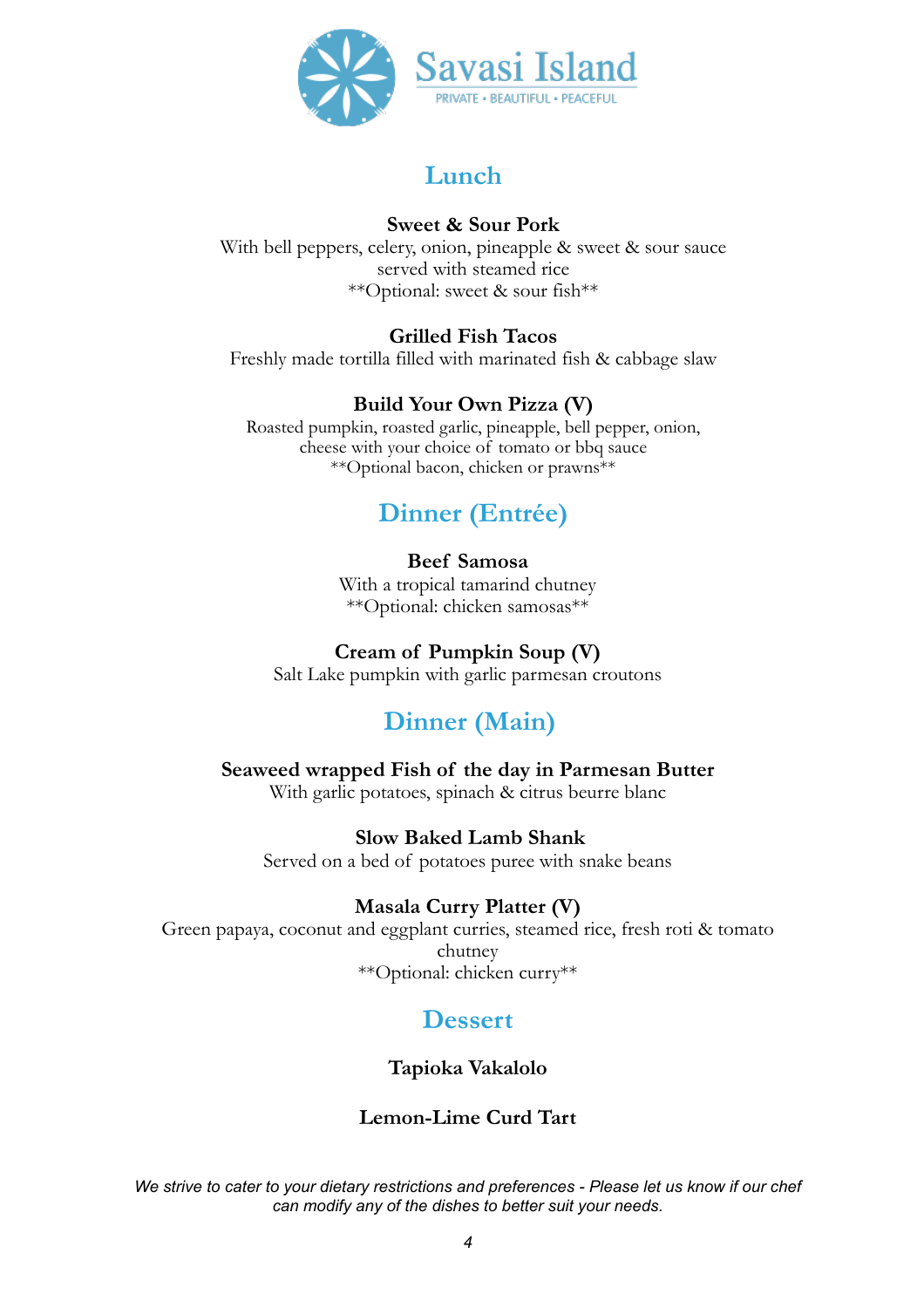Savasi Island

PRIVATE • BEAUTIFUL • PEACEFUL

## Lunch

**Sweet & Sour Pork**
With bell peppers, celery, onion, pineapple & sweet & sour sauce served with steamed rice
**Optional: sweet & sour fish**

**Grilled Fish Tacos**
Freshly made tortilla filled with marinated fish & cabbage slaw

**Build Your Own Pizza (V)**
Roasted pumpkin, roasted garlic, pineapple, bell pepper, onion, cheese with your choice of tomato or bbq sauce
**Optional bacon, chicken or prawns**

## Dinner (Entrée)

**Beef Samosa**
With a tropical tamarind chutney
**Optional: chicken samosas**

**Cream of Pumpkin Soup (V)**
Salt Lake pumpkin with garlic parmesan croutons

## Dinner (Main)

**Seaweed wrapped Fish of the day in Parmesan Butter**
With garlic potatoes, spinach & citrus beurre blanc

**Slow Baked Lamb Shank**
Served on a bed of potatoes puree with snake beans

**Masala Curry Platter (V)**
Green papaya, coconut and eggplant curries, steamed rice, fresh roti & tomato chutney
**Optional: chicken curry**

## Dessert

**Tapioka Vakalolo**

**Lemon-Lime Curd Tart**

*We strive to cater to your dietary restrictions and preferences - Please let us know if our chef can modify any of the dishes to better suit your needs.*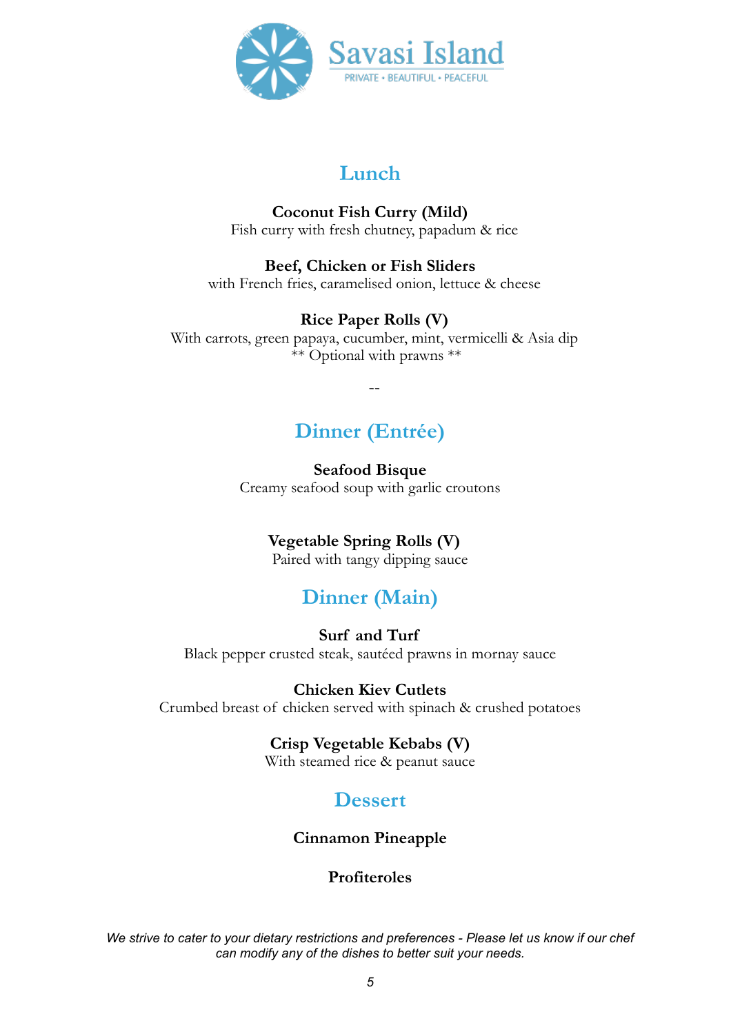Savasi Island

PRIVATE • BEAUTIFUL • PEACEFUL

## Lunch

**Coconut Fish Curry (Mild)**
Fish curry with fresh chutney, papadum & rice

**Beef, Chicken or Fish Sliders**
with French fries, caramelised onion, lettuce & cheese

**Rice Paper Rolls (V)**
With carrots, green papaya, cucumber, mint, vermicelli & Asia dip
** Optional with prawns **

--

## Dinner (Entrée)

**Seafood Bisque**
Creamy seafood soup with garlic croutons

**Vegetable Spring Rolls (V)**
Paired with tangy dipping sauce

## Dinner (Main)

**Surf and Turf**
Black pepper crusted steak, sautéed prawns in mornay sauce

**Chicken Kiev Cutlets**
Crumbed breast of chicken served with spinach & crushed potatoes

**Crisp Vegetable Kebabs (V)**
With steamed rice & peanut sauce

## Dessert

**Cinnamon Pineapple**

**Profiteroles**

*We strive to cater to your dietary restrictions and preferences - Please let us know if our chef can modify any of the dishes to better suit your needs.*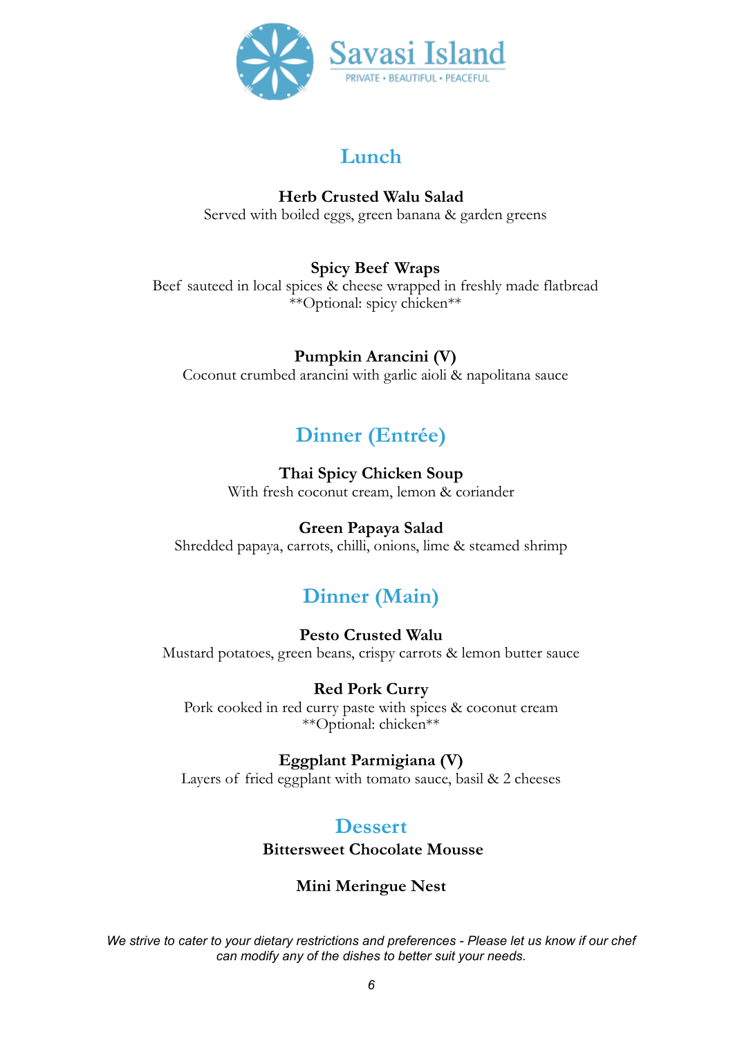Savasi Island

PRIVATE • BEAUTIFUL • PEACEFUL

## Lunch

**Herb Crusted Walu Salad**
Served with boiled eggs, green banana & garden greens

**Spicy Beef Wraps**
Beef sauteed in local spices & cheese wrapped in freshly made flatbread
**Optional: spicy chicken**

**Pumpkin Arancini (V)**
Coconut crumbed arancini with garlic aioli & napolitana sauce

## Dinner (Entrée)

**Thai Spicy Chicken Soup**
With fresh coconut cream, lemon & coriander

**Green Papaya Salad**
Shredded papaya, carrots, chilli, onions, lime & steamed shrimp

## Dinner (Main)

**Pesto Crusted Walu**
Mustard potatoes, green beans, crispy carrots & lemon butter sauce

**Red Pork Curry**
Pork cooked in red curry paste with spices & coconut cream
**Optional: chicken**

**Eggplant Parmigiana (V)**
Layers of fried eggplant with tomato sauce, basil & 2 cheeses

## Dessert

**Bittersweet Chocolate Mousse**

**Mini Meringue Nest**

*We strive to cater to your dietary restrictions and preferences - Please let us know if our chef can modify any of the dishes to better suit your needs.*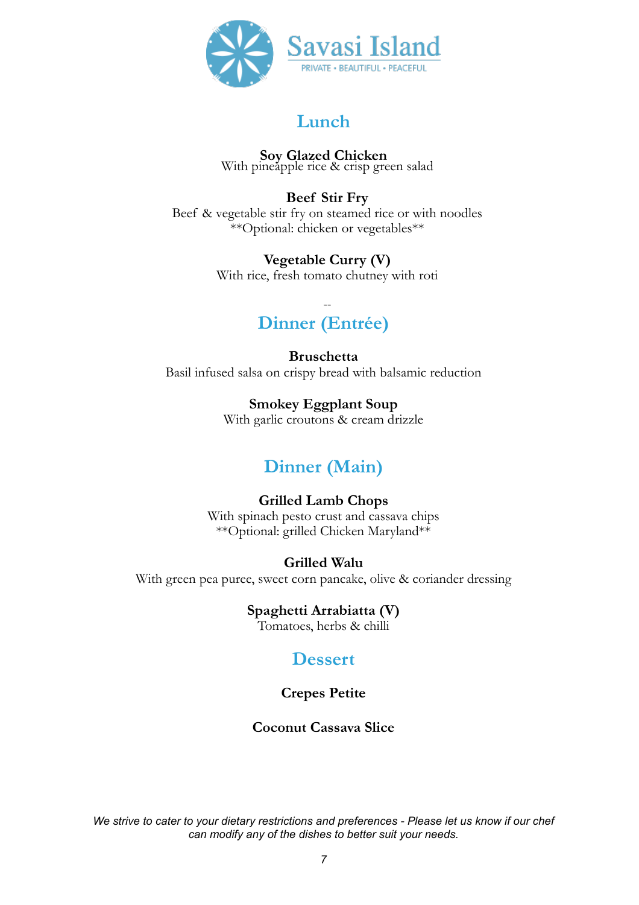Savasi Island

PRIVATE • BEAUTIFUL • PEACEFUL

## Lunch

**Soy Glazed Chicken**
With pineapple rice & crisp green salad

**Beef Stir Fry**
Beef & vegetable stir fry on steamed rice or with noodles
**Optional: chicken or vegetables**

**Vegetable Curry (V)**
With rice, fresh tomato chutney with roti

--

## Dinner (Entrée)

**Bruschetta**
Basil infused salsa on crispy bread with balsamic reduction

**Smokey Eggplant Soup**
With garlic croutons & cream drizzle

## Dinner (Main)

**Grilled Lamb Chops**
With spinach pesto crust and cassava chips
**Optional: grilled Chicken Maryland**

**Grilled Walu**
With green pea puree, sweet corn pancake, olive & coriander dressing

**Spaghetti Arrabiatta (V)**
Tomatoes, herbs & chilli

## Dessert

**Crepes Petite**

**Coconut Cassava Slice**

*We strive to cater to your dietary restrictions and preferences - Please let us know if our chef can modify any of the dishes to better suit your needs.*